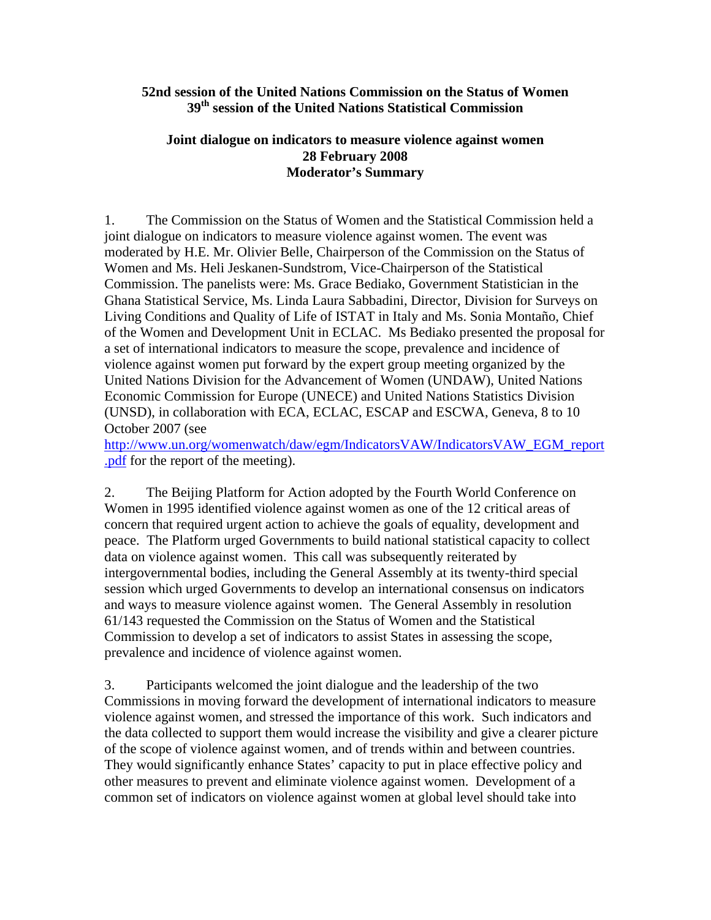**52nd session of the United Nations Commission on the Status of Women**
**39th session of the United Nations Statistical Commission**

**Joint dialogue on indicators to measure violence against women**
**28 February 2008**
**Moderator's Summary**

1. The Commission on the Status of Women and the Statistical Commission held a joint dialogue on indicators to measure violence against women. The event was moderated by H.E. Mr. Olivier Belle, Chairperson of the Commission on the Status of Women and Ms. Heli Jeskanen-Sundstrom, Vice-Chairperson of the Statistical Commission. The panelists were: Ms. Grace Bediako, Government Statistician in the Ghana Statistical Service, Ms. Linda Laura Sabbadini, Director, Division for Surveys on Living Conditions and Quality of Life of ISTAT in Italy and Ms. Sonia Montaño, Chief of the Women and Development Unit in ECLAC. Ms Bediako presented the proposal for a set of international indicators to measure the scope, prevalence and incidence of violence against women put forward by the expert group meeting organized by the United Nations Division for the Advancement of Women (UNDAW), United Nations Economic Commission for Europe (UNECE) and United Nations Statistics Division (UNSD), in collaboration with ECA, ECLAC, ESCAP and ESCWA, Geneva, 8 to 10 October 2007 (see http://www.un.org/womenwatch/daw/egm/IndicatorsVAW/IndicatorsVAW_EGM_report.pdf for the report of the meeting).

2. The Beijing Platform for Action adopted by the Fourth World Conference on Women in 1995 identified violence against women as one of the 12 critical areas of concern that required urgent action to achieve the goals of equality, development and peace. The Platform urged Governments to build national statistical capacity to collect data on violence against women. This call was subsequently reiterated by intergovernmental bodies, including the General Assembly at its twenty-third special session which urged Governments to develop an international consensus on indicators and ways to measure violence against women. The General Assembly in resolution 61/143 requested the Commission on the Status of Women and the Statistical Commission to develop a set of indicators to assist States in assessing the scope, prevalence and incidence of violence against women.

3. Participants welcomed the joint dialogue and the leadership of the two Commissions in moving forward the development of international indicators to measure violence against women, and stressed the importance of this work. Such indicators and the data collected to support them would increase the visibility and give a clearer picture of the scope of violence against women, and of trends within and between countries. They would significantly enhance States' capacity to put in place effective policy and other measures to prevent and eliminate violence against women. Development of a common set of indicators on violence against women at global level should take into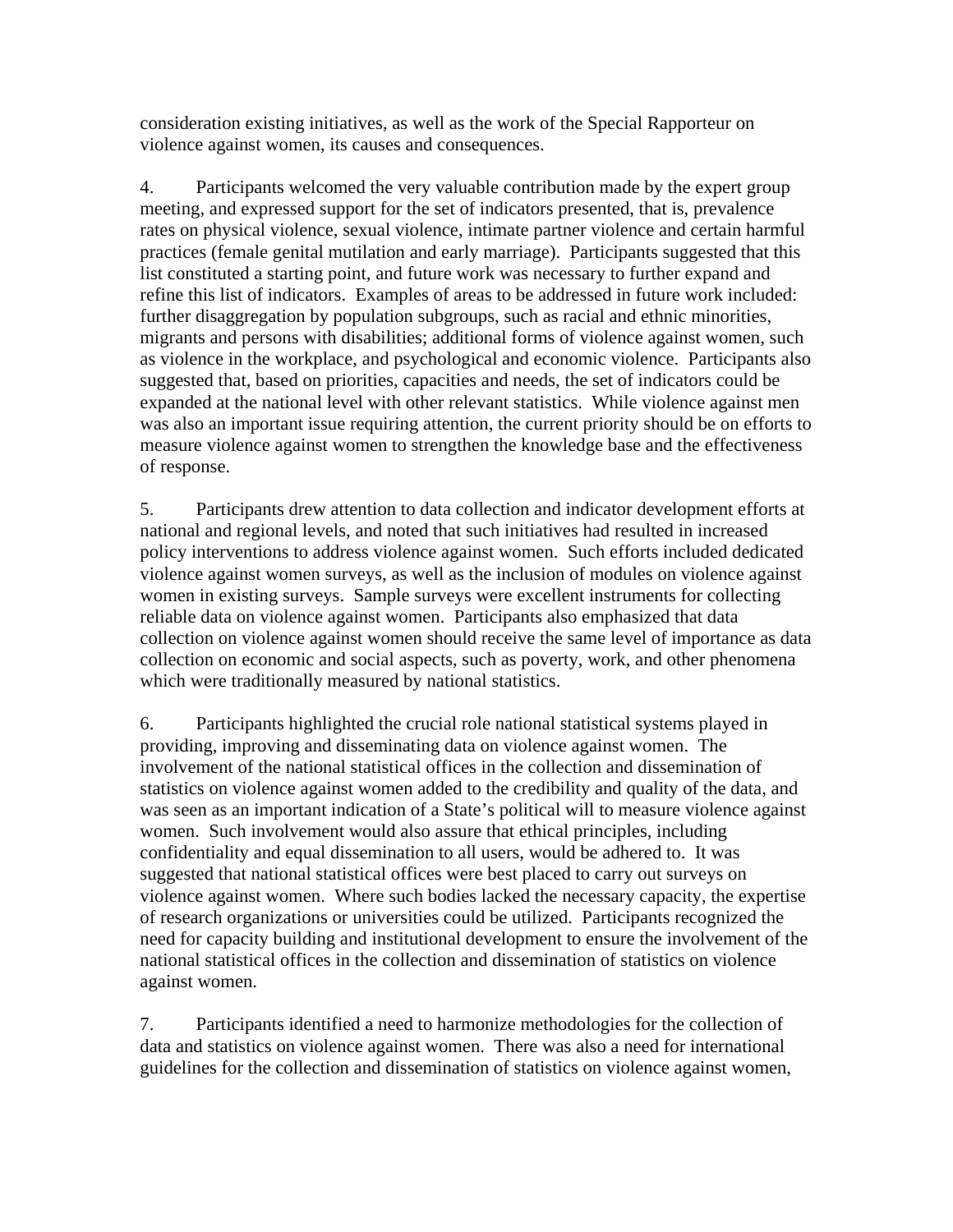consideration existing initiatives, as well as the work of the Special Rapporteur on violence against women, its causes and consequences.

4. Participants welcomed the very valuable contribution made by the expert group meeting, and expressed support for the set of indicators presented, that is, prevalence rates on physical violence, sexual violence, intimate partner violence and certain harmful practices (female genital mutilation and early marriage). Participants suggested that this list constituted a starting point, and future work was necessary to further expand and refine this list of indicators. Examples of areas to be addressed in future work included: further disaggregation by population subgroups, such as racial and ethnic minorities, migrants and persons with disabilities; additional forms of violence against women, such as violence in the workplace, and psychological and economic violence. Participants also suggested that, based on priorities, capacities and needs, the set of indicators could be expanded at the national level with other relevant statistics. While violence against men was also an important issue requiring attention, the current priority should be on efforts to measure violence against women to strengthen the knowledge base and the effectiveness of response.

5. Participants drew attention to data collection and indicator development efforts at national and regional levels, and noted that such initiatives had resulted in increased policy interventions to address violence against women. Such efforts included dedicated violence against women surveys, as well as the inclusion of modules on violence against women in existing surveys. Sample surveys were excellent instruments for collecting reliable data on violence against women. Participants also emphasized that data collection on violence against women should receive the same level of importance as data collection on economic and social aspects, such as poverty, work, and other phenomena which were traditionally measured by national statistics.

6. Participants highlighted the crucial role national statistical systems played in providing, improving and disseminating data on violence against women. The involvement of the national statistical offices in the collection and dissemination of statistics on violence against women added to the credibility and quality of the data, and was seen as an important indication of a State's political will to measure violence against women. Such involvement would also assure that ethical principles, including confidentiality and equal dissemination to all users, would be adhered to. It was suggested that national statistical offices were best placed to carry out surveys on violence against women. Where such bodies lacked the necessary capacity, the expertise of research organizations or universities could be utilized. Participants recognized the need for capacity building and institutional development to ensure the involvement of the national statistical offices in the collection and dissemination of statistics on violence against women.

7. Participants identified a need to harmonize methodologies for the collection of data and statistics on violence against women. There was also a need for international guidelines for the collection and dissemination of statistics on violence against women,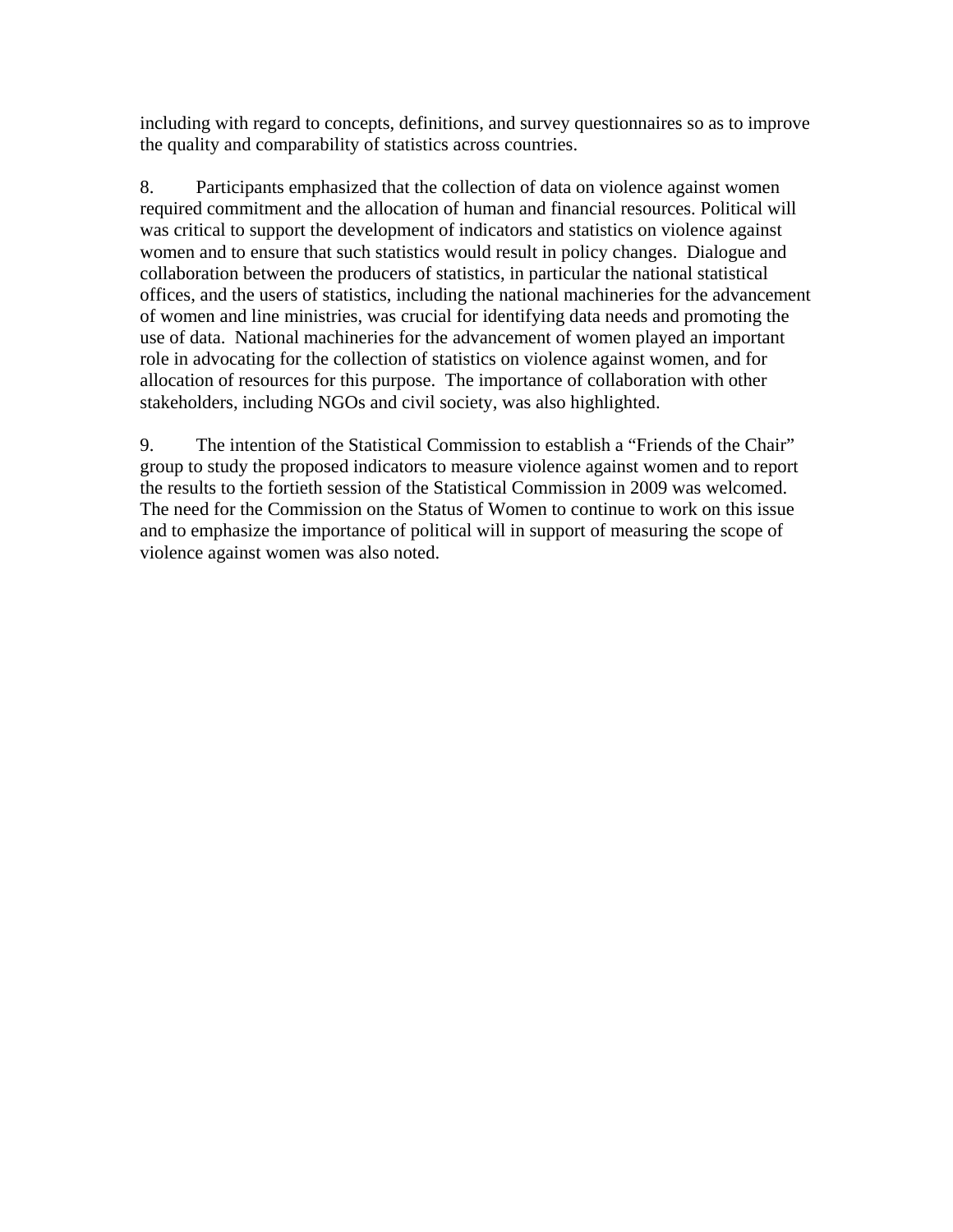including with regard to concepts, definitions, and survey questionnaires so as to improve the quality and comparability of statistics across countries.

8. Participants emphasized that the collection of data on violence against women required commitment and the allocation of human and financial resources. Political will was critical to support the development of indicators and statistics on violence against women and to ensure that such statistics would result in policy changes. Dialogue and collaboration between the producers of statistics, in particular the national statistical offices, and the users of statistics, including the national machineries for the advancement of women and line ministries, was crucial for identifying data needs and promoting the use of data. National machineries for the advancement of women played an important role in advocating for the collection of statistics on violence against women, and for allocation of resources for this purpose. The importance of collaboration with other stakeholders, including NGOs and civil society, was also highlighted.

9. The intention of the Statistical Commission to establish a "Friends of the Chair" group to study the proposed indicators to measure violence against women and to report the results to the fortieth session of the Statistical Commission in 2009 was welcomed. The need for the Commission on the Status of Women to continue to work on this issue and to emphasize the importance of political will in support of measuring the scope of violence against women was also noted.